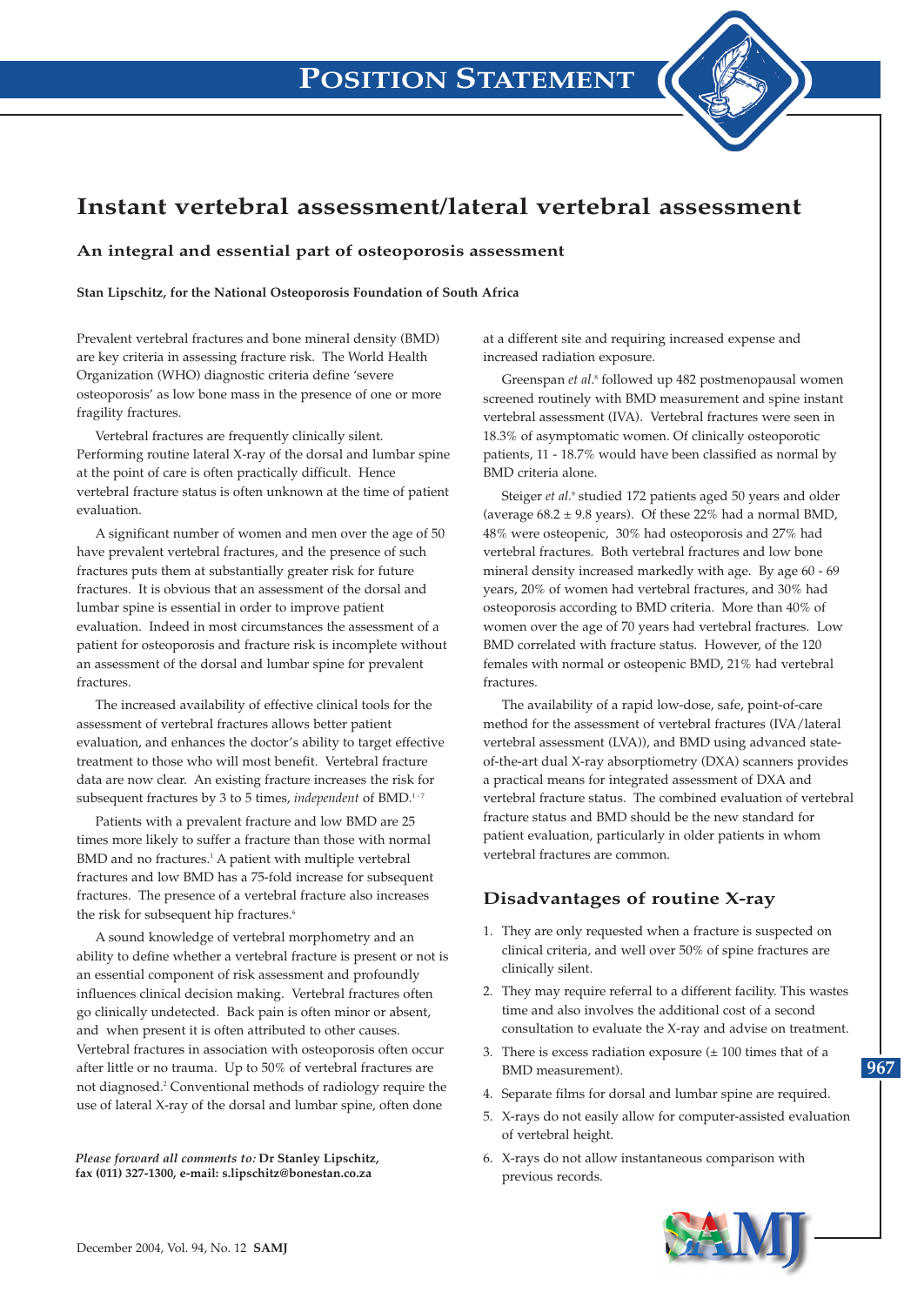# Position Statement

# Instant vertebral assessment/lateral vertebral assessment

## An integral and essential part of osteoporosis assessment

**Stan Lipschitz, for the National Osteoporosis Foundation of South Africa**

Prevalent vertebral fractures and bone mineral density (BMD) are key criteria in assessing fracture risk. The World Health Organization (WHO) diagnostic criteria define 'severe osteoporosis' as low bone mass in the presence of one or more fragility fractures.

Vertebral fractures are frequently clinically silent. Performing routine lateral X-ray of the dorsal and lumbar spine at the point of care is often practically difficult. Hence vertebral fracture status is often unknown at the time of patient evaluation.

A significant number of women and men over the age of 50 have prevalent vertebral fractures, and the presence of such fractures puts them at substantially greater risk for future fractures. It is obvious that an assessment of the dorsal and lumbar spine is essential in order to improve patient evaluation. Indeed in most circumstances the assessment of a patient for osteoporosis and fracture risk is incomplete without an assessment of the dorsal and lumbar spine for prevalent fractures.

The increased availability of effective clinical tools for the assessment of vertebral fractures allows better patient evaluation, and enhances the doctor's ability to target effective treatment to those who will most benefit. Vertebral fracture data are now clear. An existing fracture increases the risk for subsequent fractures by 3 to 5 times, *independent* of BMD.[1-7]

Patients with a prevalent fracture and low BMD are 25 times more likely to suffer a fracture than those with normal BMD and no fractures.[1] A patient with multiple vertebral fractures and low BMD has a 75-fold increase for subsequent fractures. The presence of a vertebral fracture also increases the risk for subsequent hip fractures.[6]

A sound knowledge of vertebral morphometry and an ability to define whether a vertebral fracture is present or not is an essential component of risk assessment and profoundly influences clinical decision making. Vertebral fractures often go clinically undetected. Back pain is often minor or absent, and when present it is often attributed to other causes. Vertebral fractures in association with osteoporosis often occur after little or no trauma. Up to 50% of vertebral fractures are not diagnosed.[2] Conventional methods of radiology require the use of lateral X-ray of the dorsal and lumbar spine, often done at a different site and requiring increased expense and increased radiation exposure.

Greenspan *et al.*[8] followed up 482 postmenopausal women screened routinely with BMD measurement and spine instant vertebral assessment (IVA). Vertebral fractures were seen in 18.3% of asymptomatic women. Of clinically osteoporotic patients, 11 - 18.7% would have been classified as normal by BMD criteria alone.

Steiger *et al.*[9] studied 172 patients aged 50 years and older (average 68.2 ± 9.8 years). Of these 22% had a normal BMD, 48% were osteopenic, 30% had osteoporosis and 27% had vertebral fractures. Both vertebral fractures and low bone mineral density increased markedly with age. By age 60 - 69 years, 20% of women had vertebral fractures, and 30% had osteoporosis according to BMD criteria. More than 40% of women over the age of 70 years had vertebral fractures. Low BMD correlated with fracture status. However, of the 120 females with normal or osteopenic BMD, 21% had vertebral fractures.

The availability of a rapid low-dose, safe, point-of-care method for the assessment of vertebral fractures (IVA/lateral vertebral assessment (LVA)), and BMD using advanced state-of-the-art dual X-ray absorptiometry (DXA) scanners provides a practical means for integrated assessment of DXA and vertebral fracture status. The combined evaluation of vertebral fracture status and BMD should be the new standard for patient evaluation, particularly in older patients in whom vertebral fractures are common.

## Disadvantages of routine X-ray

1. They are only requested when a fracture is suspected on clinical criteria, and well over 50% of spine fractures are clinically silent.
2. They may require referral to a different facility. This wastes time and also involves the additional cost of a second consultation to evaluate the X-ray and advise on treatment.
3. There is excess radiation exposure (± 100 times that of a BMD measurement).
4. Separate films for dorsal and lumbar spine are required.
5. X-rays do not easily allow for computer-assisted evaluation of vertebral height.
6. X-rays do not allow instantaneous comparison with previous records.

*Please forward all comments to:* **Dr Stanley Lipschitz, fax (011) 327-1300, e-mail: s.lipschitz@bonestan.co.za**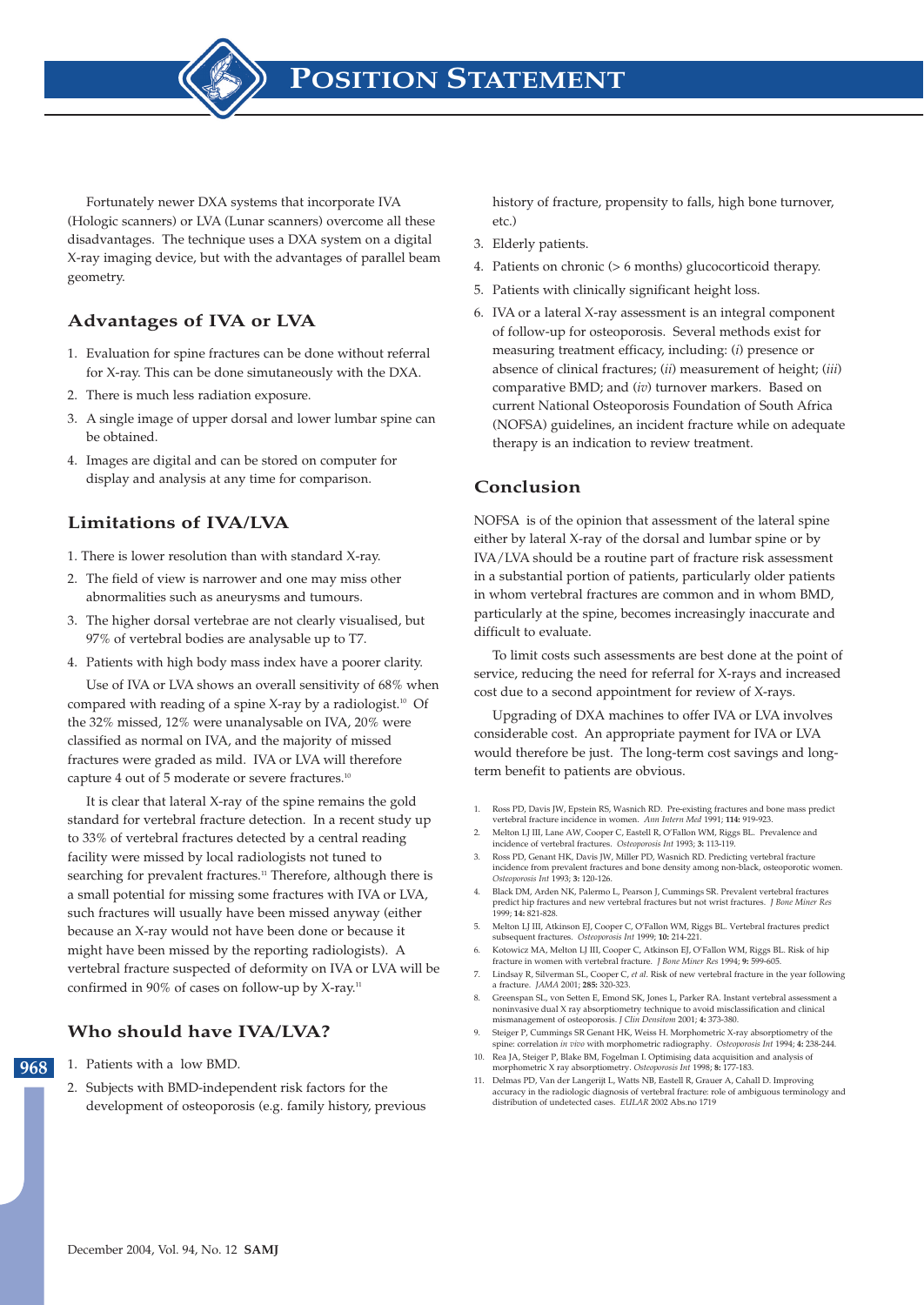Fortunately newer DXA systems that incorporate IVA (Hologic scanners) or LVA (Lunar scanners) overcome all these disadvantages. The technique uses a DXA system on a digital X-ray imaging device, but with the advantages of parallel beam geometry.

## Advantages of IVA or LVA

1. Evaluation for spine fractures can be done without referral for X-ray. This can be done simutaneously with the DXA.
2. There is much less radiation exposure.
3. A single image of upper dorsal and lower lumbar spine can be obtained.
4. Images are digital and can be stored on computer for display and analysis at any time for comparison.

## Limitations of IVA/LVA

1. There is lower resolution than with standard X-ray.
2. The field of view is narrower and one may miss other abnormalities such as aneurysms and tumours.
3. The higher dorsal vertebrae are not clearly visualised, but 97% of vertebral bodies are analysable up to T7.
4. Patients with high body mass index have a poorer clarity.

Use of IVA or LVA shows an overall sensitivity of 68% when compared with reading of a spine X-ray by a radiologist.[10] Of the 32% missed, 12% were unanalysable on IVA, 20% were classified as normal on IVA, and the majority of missed fractures were graded as mild. IVA or LVA will therefore capture 4 out of 5 moderate or severe fractures.[10]

It is clear that lateral X-ray of the spine remains the gold standard for vertebral fracture detection. In a recent study up to 33% of vertebral fractures detected by a central reading facility were missed by local radiologists not tuned to searching for prevalent fractures.[11] Therefore, although there is a small potential for missing some fractures with IVA or LVA, such fractures will usually have been missed anyway (either because an X-ray would not have been done or because it might have been missed by the reporting radiologists). A vertebral fracture suspected of deformity on IVA or LVA will be confirmed in 90% of cases on follow-up by X-ray.[11]

## Who should have IVA/LVA?

1. Patients with a low BMD.
2. Subjects with BMD-independent risk factors for the development of osteoporosis (e.g. family history, previous history of fracture, propensity to falls, high bone turnover, etc.)
3. Elderly patients.
4. Patients on chronic (> 6 months) glucocorticoid therapy.
5. Patients with clinically significant height loss.
6. IVA or a lateral X-ray assessment is an integral component of follow-up for osteoporosis. Several methods exist for measuring treatment efficacy, including: (*i*) presence or absence of clinical fractures; (*ii*) measurement of height; (*iii*) comparative BMD; and (*iv*) turnover markers. Based on current National Osteoporosis Foundation of South Africa (NOFSA) guidelines, an incident fracture while on adequate therapy is an indication to review treatment.

## Conclusion

NOFSA is of the opinion that assessment of the lateral spine either by lateral X-ray of the dorsal and lumbar spine or by IVA/LVA should be a routine part of fracture risk assessment in a substantial portion of patients, particularly older patients in whom vertebral fractures are common and in whom BMD, particularly at the spine, becomes increasingly inaccurate and difficult to evaluate.

To limit costs such assessments are best done at the point of service, reducing the need for referral for X-rays and increased cost due to a second appointment for review of X-rays.

Upgrading of DXA machines to offer IVA or LVA involves considerable cost. An appropriate payment for IVA or LVA would therefore be just. The long-term cost savings and long-term benefit to patients are obvious.

1. Ross PD, Davis JW, Epstein RS, Wasnich RD. Pre-existing fractures and bone mass predict vertebral fracture incidence in women. *Ann Intern Med* 1991; **114:** 919-923.
2. Melton LJ III, Lane AW, Cooper C, Eastell R, O'Fallon WM, Riggs BL. Prevalence and incidence of vertebral fractures. *Osteoporosis Int* 1993; **3:** 113-119.
3. Ross PD, Genant HK, Davis JW, Miller PD, Wasnich RD. Predicting vertebral fracture incidence from prevalent fractures and bone density among non-black, osteoporotic women. *Osteoporosis Int* 1993; **3:** 120-126.
4. Black DM, Arden NK, Palermo L, Pearson J, Cummings SR. Prevalent vertebral fractures predict hip fractures and new vertebral fractures but not wrist fractures. *J Bone Miner Res* 1999; **14:** 821-828.
5. Melton LJ III, Atkinson EJ, Cooper C, O'Fallon WM, Riggs BL. Vertebral fractures predict subsequent fractures. *Osteoporosis Int* 1999; **10:** 214-221.
6. Kotowicz MA, Melton LJ III, Cooper C, Atkinson EJ, O'Fallon WM, Riggs BL. Risk of hip fracture in women with vertebral fracture. *J Bone Miner Res* 1994; **9:** 599-605.
7. Lindsay R, Silverman SL, Cooper C, *et al*. Risk of new vertebral fracture in the year following a fracture. *JAMA* 2001; **285:** 320-323.
8. Greenspan SL, von Setten E, Emond SK, Jones L, Parker RA. Instant vertebral assessment a noninvasive dual X ray absorptiometry technique to avoid misclassification and clinical mismanagement of osteoporosis. *J Clin Densitom* 2001; **4:** 373-380.
9. Steiger P, Cummings SR Genant HK, Weiss H. Morphometric X-ray absorptiometry of the spine: correlation *in vivo* with morphometric radiography. *Osteoporosis Int* 1994; **4:** 238-244.
10. Rea JA, Steiger P, Blake BM, Fogelman I. Optimising data acquisition and analysis of morphometric X ray absorptiometry. *Osteoporosis Int* 1998; **8:** 177-183.
11. Delmas PD, Van der Langerijt L, Watts NB, Eastell R, Grauer A, Cahall D. Improving accuracy in the radiologic diagnosis of vertebral fracture: role of ambiguous terminology and distribution of undetected cases. *EULAR* 2002 Abs.no 1719